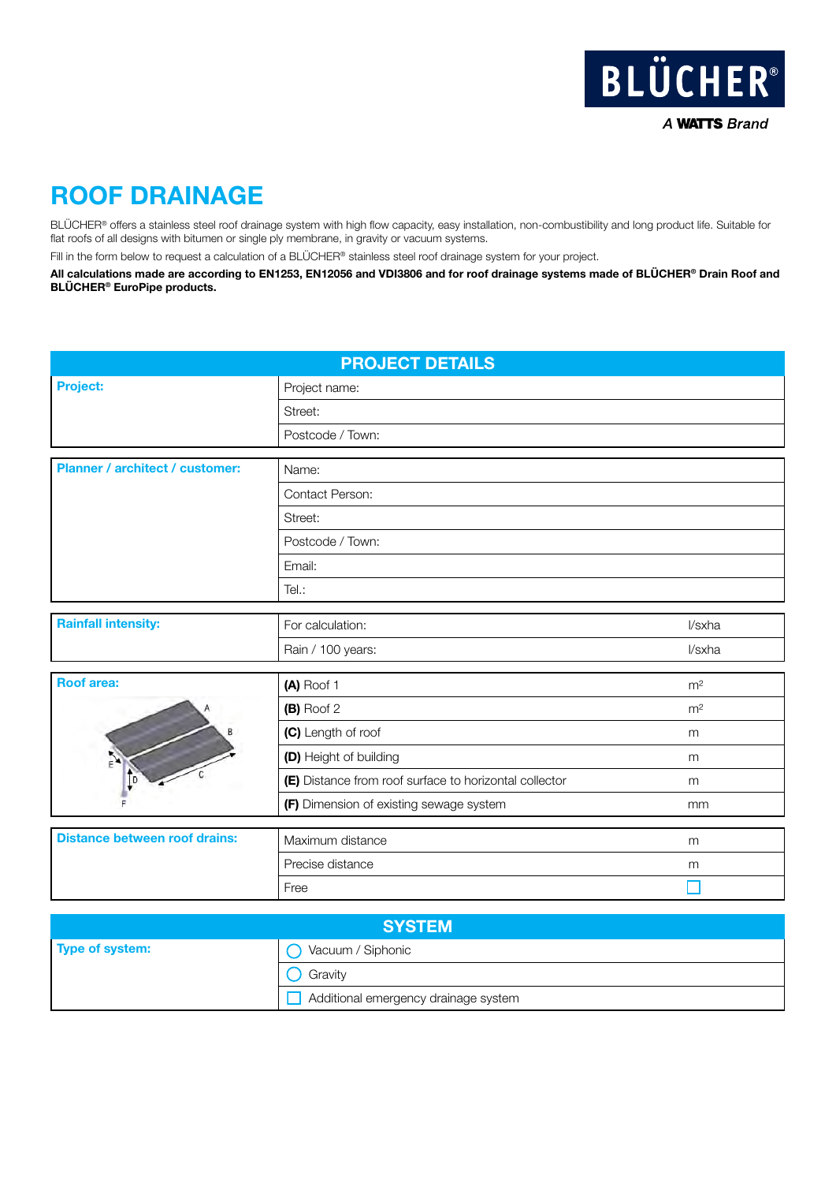BLÜCHER®

*A WATTS Brand*

# ROOF DRAINAGE

BLÜCHER® offers a stainless steel roof drainage system with high flow capacity, easy installation, non-combustibility and long product life. Suitable for flat roofs of all designs with bitumen or single ply membrane, in gravity or vacuum systems.

Fill in the form below to request a calculation of a BLÜCHER® stainless steel roof drainage system for your project.

**All calculations made are according to EN1253, EN12056 and VDI3806 and for roof drainage systems made of BLÜCHER® Drain Roof and BLÜCHER® EuroPipe products.**

## PROJECT DETAILS

| | | |
|---|---|---|
| **Project:** | Project name: | |
| | Street: | |
| | Postcode / Town: | |

| | | |
|---|---|---|
| **Planner / architect / customer:** | Name: | |
| | Contact Person: | |
| | Street: | |
| | Postcode / Town: | |
| | Email: | |
| | Tel.: | |

| | | |
|---|---|---|
| **Rainfall intensity:** | For calculation: | l/sxha |
| | Rain / 100 years: | l/sxha |

| | | |
|---|---|---|
| **Roof area:** | **(A)** Roof 1 | m² |
| | **(B)** Roof 2 | m² |
| | **(C)** Length of roof | m |
| | **(D)** Height of building | m |
| | **(E)** Distance from roof surface to horizontal collector | m |
| | **(F)** Dimension of existing sewage system | mm |

| | | |
|---|---|---|
| **Distance between roof drains:** | Maximum distance | m |
| | Precise distance | m |
| | Free | ☐ |

## SYSTEM

| | |
|---|---|
| **Type of system:** | ○ Vacuum / Siphonic |
| | ○ Gravity |
| | ☐ Additional emergency drainage system |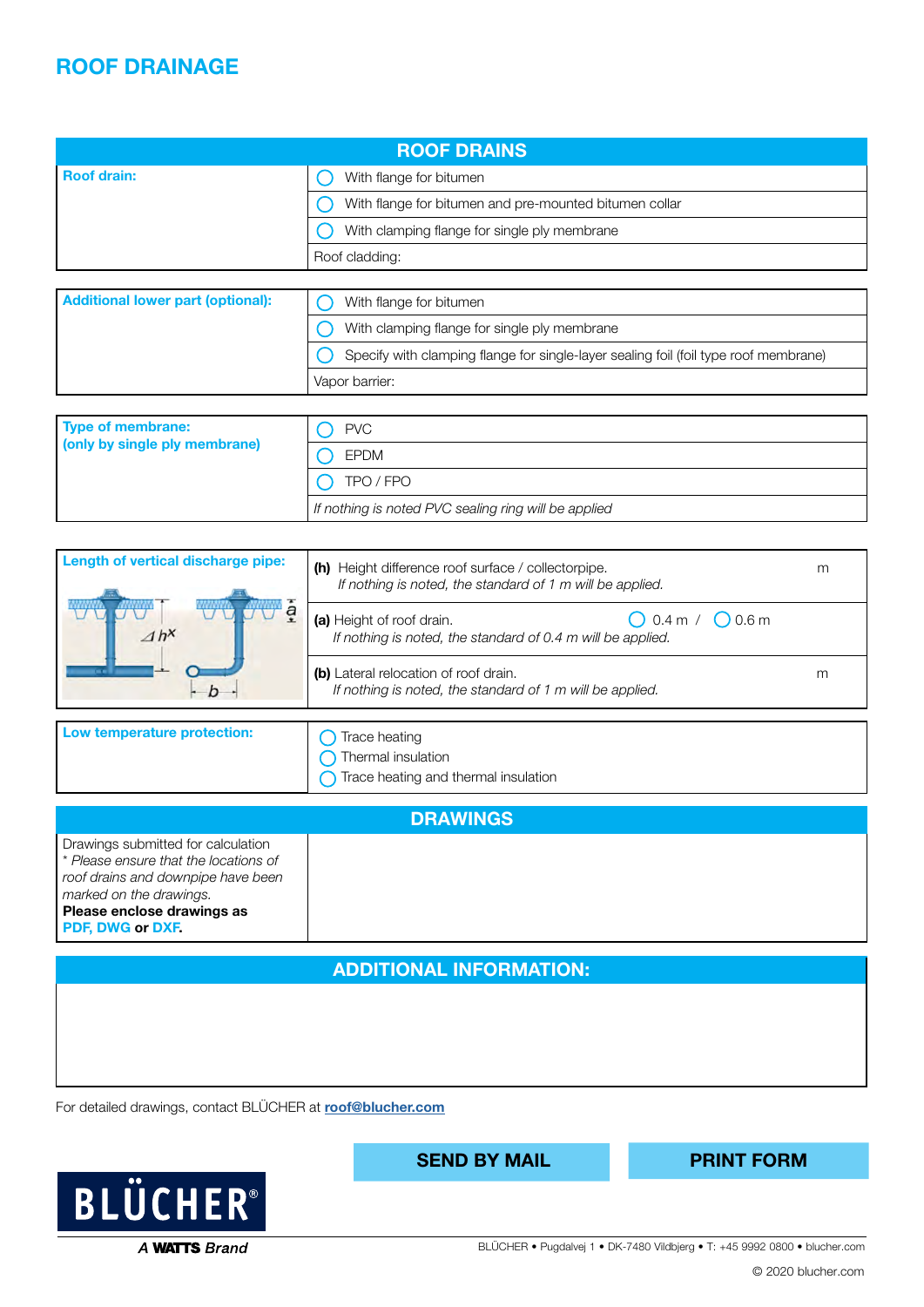# ROOF DRAINAGE

| ROOF DRAINS | |
|---|---|
| **Roof drain:** | ◯ With flange for bitumen |
| | ◯ With flange for bitumen and pre-mounted bitumen collar |
| | ◯ With clamping flange for single ply membrane |
| | Roof cladding: |

| | |
|---|---|
| **Additional lower part (optional):** | ◯ With flange for bitumen |
| | ◯ With clamping flange for single ply membrane |
| | ◯ Specify with clamping flange for single-layer sealing foil (foil type roof membrane) |
| | Vapor barrier: |

| | |
|---|---|
| **Type of membrane: (only by single ply membrane)** | ◯ PVC |
| | ◯ EPDM |
| | ◯ TPO / FPO |
| | *If nothing is noted PVC sealing ring will be applied* |

| | | |
|---|---|---|
| **Length of vertical discharge pipe:** | **(h)** Height difference roof surface / collectorpipe. *If nothing is noted, the standard of 1 m will be applied.* | m |
| a, Δhˣ, b | **(a)** Height of roof drain. ◯ 0.4 m / ◯ 0.6 m *If nothing is noted, the standard of 0.4 m will be applied.* | |
| | **(b)** Lateral relocation of roof drain. *If nothing is noted, the standard of 1 m will be applied.* | m |

| | |
|---|---|
| **Low temperature protection:** | ◯ Trace heating<br>◯ Thermal insulation<br>◯ Trace heating and thermal insulation |

| DRAWINGS | |
|---|---|
| Drawings submitted for calculation<br>*\* Please ensure that the locations of roof drains and downpipe have been marked on the drawings.*<br>**Please enclose drawings as PDF, DWG or DXF.** | |

| ADDITIONAL INFORMATION: |
|---|
| |

For detailed drawings, contact BLÜCHER at **roof@blucher.com**

SEND BY MAIL

PRINT FORM

BLÜCHER®

*A WATTS Brand*

BLÜCHER • Pugdalvej 1 • DK-7480 Vildbjerg • T: +45 9992 0800 • blucher.com

© 2020 blucher.com